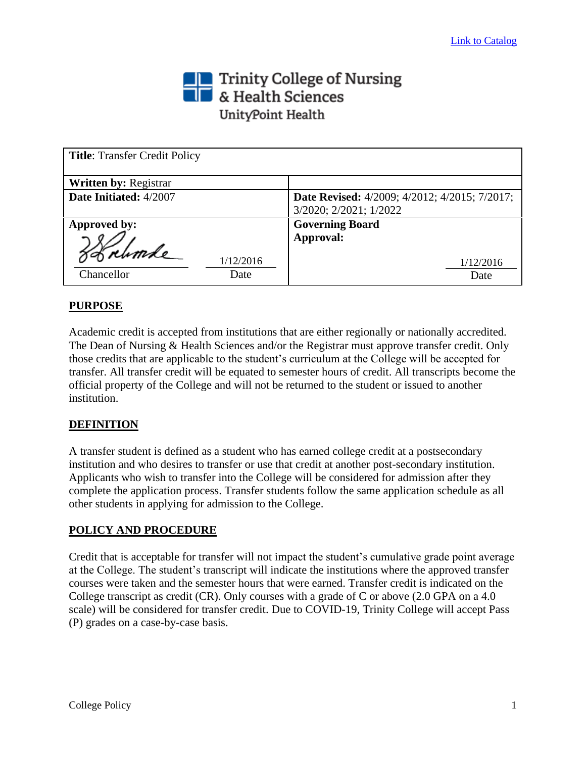[Link to Catalog]

Trinity College of Nursing & Health Sciences
UnityPoint Health

| **Title**: Transfer Credit Policy | |
|---|---|
| **Written by:** Registrar | |
| **Date Initiated:** 4/2007 | **Date Revised:** 4/2009; 4/2012; 4/2015; 7/2017; 3/2020; 2/2021; 1/2022 |
| **Approved by:** Chancellor 1/12/2016 Date | **Governing Board Approval:** 1/12/2016 Date |

## PURPOSE

Academic credit is accepted from institutions that are either regionally or nationally accredited. The Dean of Nursing & Health Sciences and/or the Registrar must approve transfer credit. Only those credits that are applicable to the student's curriculum at the College will be accepted for transfer. All transfer credit will be equated to semester hours of credit. All transcripts become the official property of the College and will not be returned to the student or issued to another institution.

## DEFINITION

A transfer student is defined as a student who has earned college credit at a postsecondary institution and who desires to transfer or use that credit at another post-secondary institution. Applicants who wish to transfer into the College will be considered for admission after they complete the application process. Transfer students follow the same application schedule as all other students in applying for admission to the College.

## POLICY AND PROCEDURE

Credit that is acceptable for transfer will not impact the student's cumulative grade point average at the College. The student's transcript will indicate the institutions where the approved transfer courses were taken and the semester hours that were earned. Transfer credit is indicated on the College transcript as credit (CR). Only courses with a grade of C or above (2.0 GPA on a 4.0 scale) will be considered for transfer credit. Due to COVID-19, Trinity College will accept Pass (P) grades on a case-by-case basis.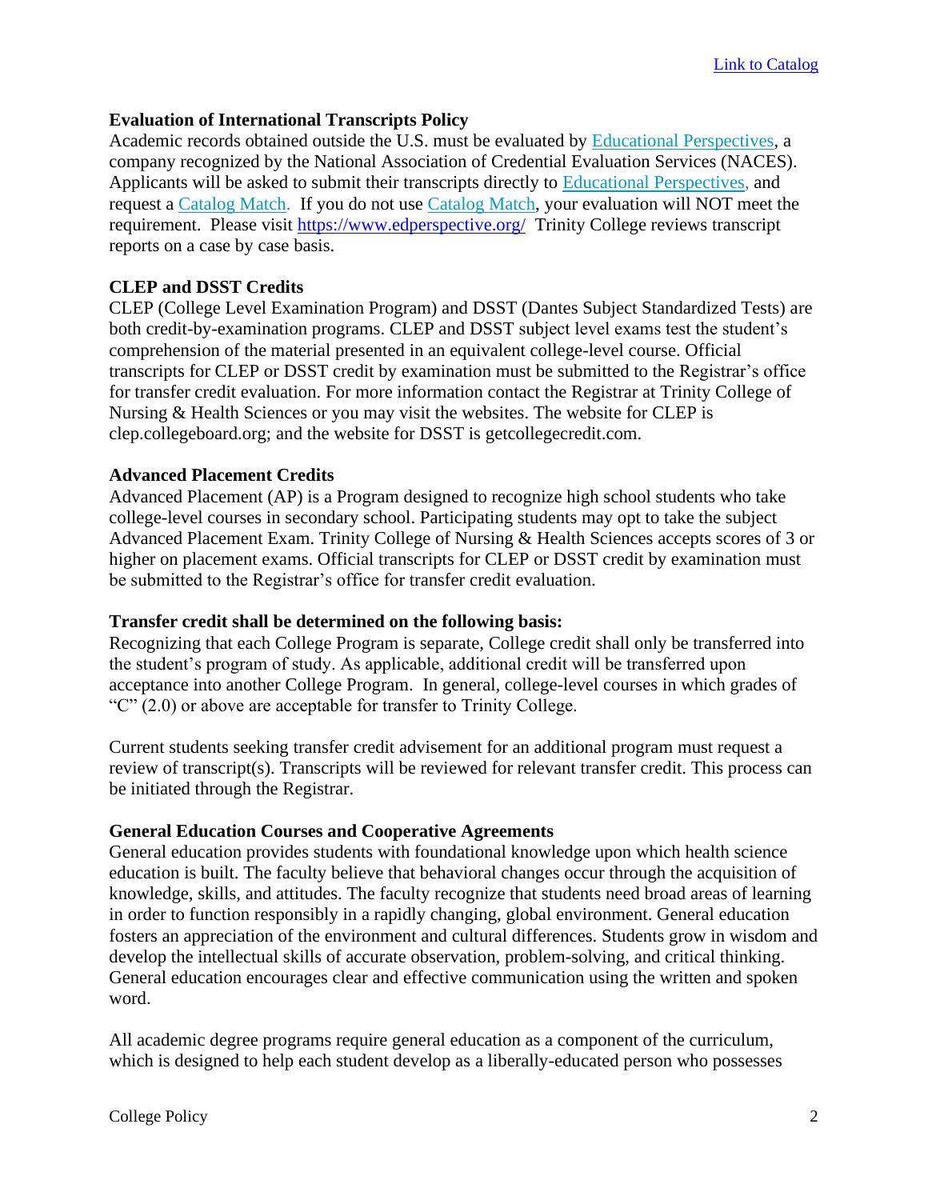Link to Catalog

**Evaluation of International Transcripts Policy**

Academic records obtained outside the U.S. must be evaluated by Educational Perspectives, a company recognized by the National Association of Credential Evaluation Services (NACES). Applicants will be asked to submit their transcripts directly to Educational Perspectives, and request a Catalog Match. If you do not use Catalog Match, your evaluation will NOT meet the requirement. Please visit https://www.edperspective.org/ Trinity College reviews transcript reports on a case by case basis.

**CLEP and DSST Credits**

CLEP (College Level Examination Program) and DSST (Dantes Subject Standardized Tests) are both credit-by-examination programs. CLEP and DSST subject level exams test the student's comprehension of the material presented in an equivalent college-level course. Official transcripts for CLEP or DSST credit by examination must be submitted to the Registrar's office for transfer credit evaluation. For more information contact the Registrar at Trinity College of Nursing & Health Sciences or you may visit the websites. The website for CLEP is clep.collegeboard.org; and the website for DSST is getcollegecredit.com.

**Advanced Placement Credits**

Advanced Placement (AP) is a Program designed to recognize high school students who take college-level courses in secondary school. Participating students may opt to take the subject Advanced Placement Exam. Trinity College of Nursing & Health Sciences accepts scores of 3 or higher on placement exams. Official transcripts for CLEP or DSST credit by examination must be submitted to the Registrar's office for transfer credit evaluation.

**Transfer credit shall be determined on the following basis:**

Recognizing that each College Program is separate, College credit shall only be transferred into the student's program of study. As applicable, additional credit will be transferred upon acceptance into another College Program. In general, college-level courses in which grades of "C" (2.0) or above are acceptable for transfer to Trinity College.

Current students seeking transfer credit advisement for an additional program must request a review of transcript(s). Transcripts will be reviewed for relevant transfer credit. This process can be initiated through the Registrar.

**General Education Courses and Cooperative Agreements**

General education provides students with foundational knowledge upon which health science education is built. The faculty believe that behavioral changes occur through the acquisition of knowledge, skills, and attitudes. The faculty recognize that students need broad areas of learning in order to function responsibly in a rapidly changing, global environment. General education fosters an appreciation of the environment and cultural differences. Students grow in wisdom and develop the intellectual skills of accurate observation, problem-solving, and critical thinking. General education encourages clear and effective communication using the written and spoken word.

All academic degree programs require general education as a component of the curriculum, which is designed to help each student develop as a liberally-educated person who possesses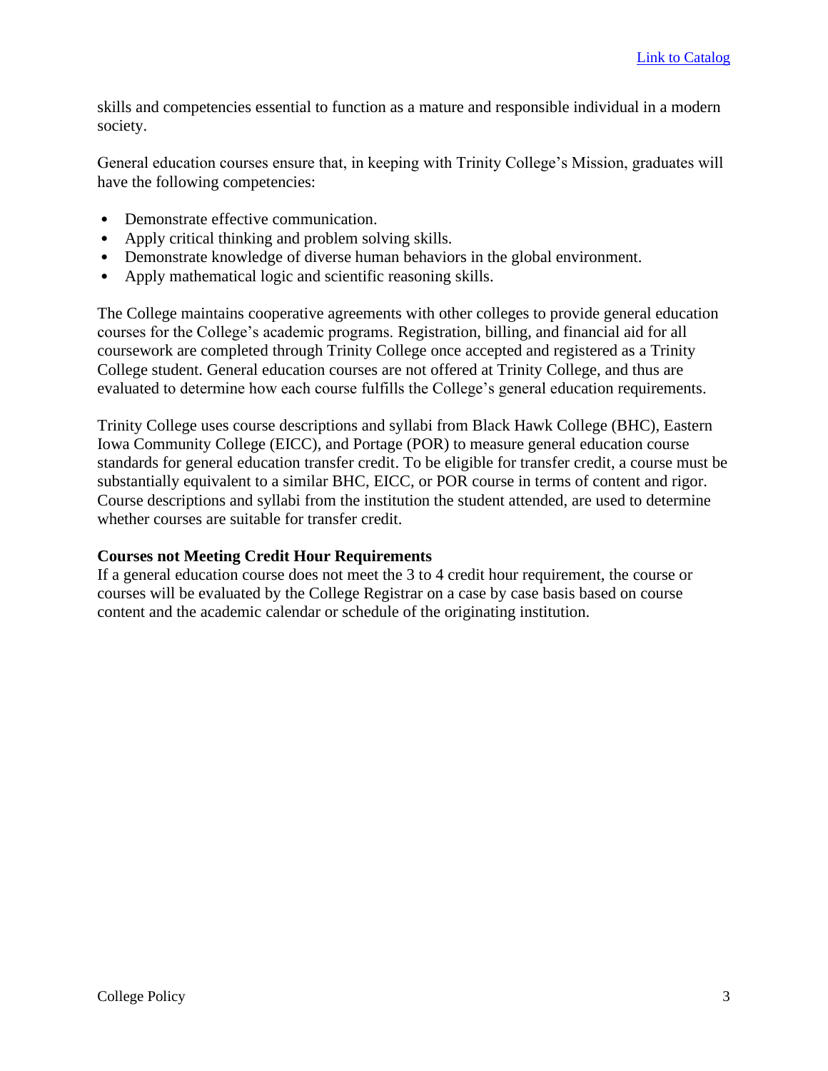[Link to Catalog]

skills and competencies essential to function as a mature and responsible individual in a modern society.

General education courses ensure that, in keeping with Trinity College's Mission, graduates will have the following competencies:

- Demonstrate effective communication.
- Apply critical thinking and problem solving skills.
- Demonstrate knowledge of diverse human behaviors in the global environment.
- Apply mathematical logic and scientific reasoning skills.

The College maintains cooperative agreements with other colleges to provide general education courses for the College's academic programs. Registration, billing, and financial aid for all coursework are completed through Trinity College once accepted and registered as a Trinity College student. General education courses are not offered at Trinity College, and thus are evaluated to determine how each course fulfills the College's general education requirements.

Trinity College uses course descriptions and syllabi from Black Hawk College (BHC), Eastern Iowa Community College (EICC), and Portage (POR) to measure general education course standards for general education transfer credit. To be eligible for transfer credit, a course must be substantially equivalent to a similar BHC, EICC, or POR course in terms of content and rigor. Course descriptions and syllabi from the institution the student attended, are used to determine whether courses are suitable for transfer credit.

**Courses not Meeting Credit Hour Requirements**
If a general education course does not meet the 3 to 4 credit hour requirement, the course or courses will be evaluated by the College Registrar on a case by case basis based on course content and the academic calendar or schedule of the originating institution.